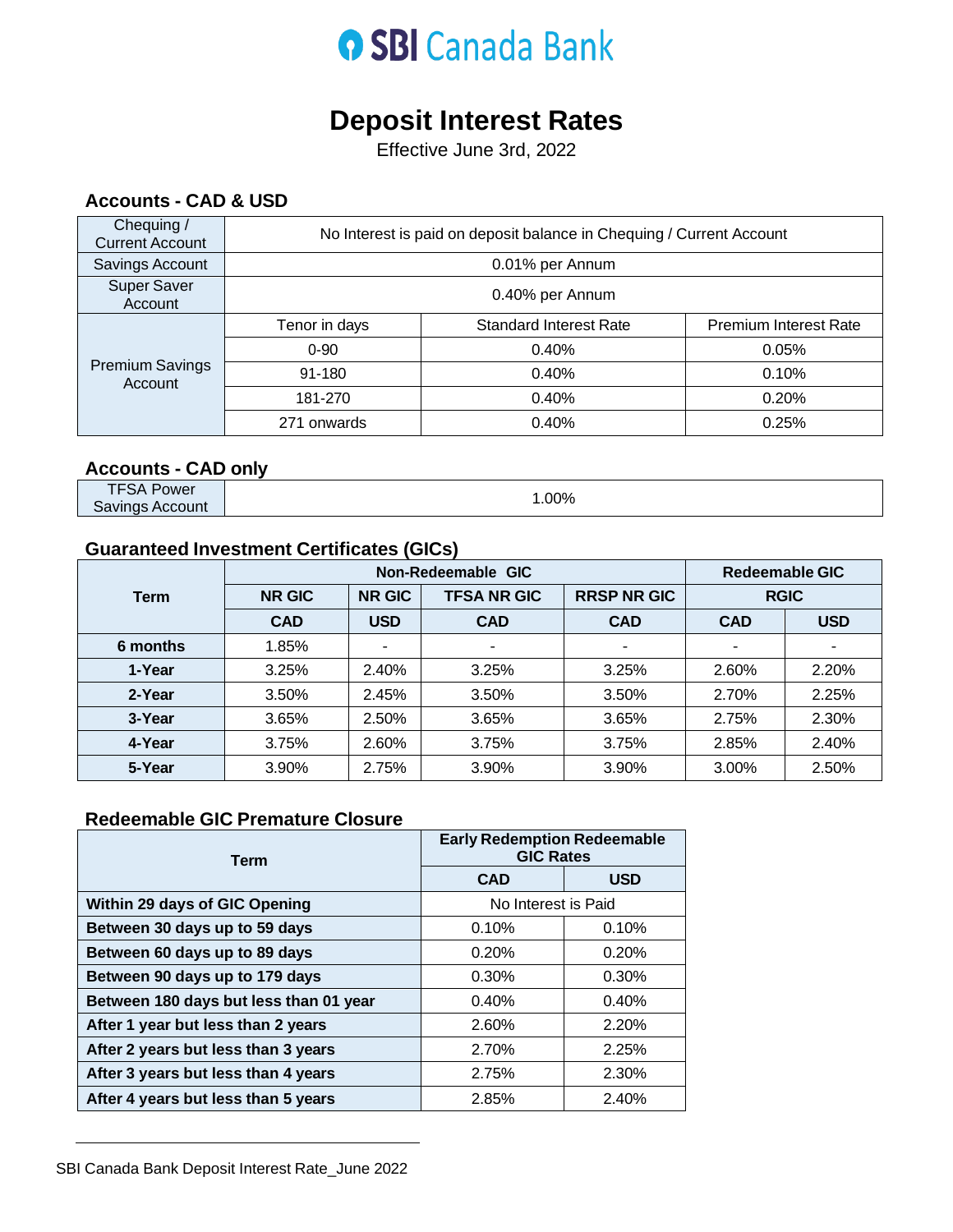SBI Canada Bank

# Deposit Interest Rates

Effective June 3rd, 2022

## Accounts - CAD & USD

| | | | |
|---|---|---|---|
| Chequing / Current Account | No Interest is paid on deposit balance in Chequing / Current Account | | |
| Savings Account | 0.01% per Annum | | |
| Super Saver Account | 0.40% per Annum | | |
| Premium Savings Account | Tenor in days | Standard Interest Rate | Premium Interest Rate |
| | 0-90 | 0.40% | 0.05% |
| | 91-180 | 0.40% | 0.10% |
| | 181-270 | 0.40% | 0.20% |
| | 271 onwards | 0.40% | 0.25% |

## Accounts - CAD only

| | |
|---|---|
| TFSA Power Savings Account | 1.00% |

## Guaranteed Investment Certificates (GICs)

| Term | Non-Redeemable GIC | | | | Redeemable GIC | |
|---|---|---|---|---|---|---|
| | NR GIC | NR GIC | TFSA NR GIC | RRSP NR GIC | RGIC | |
| | CAD | USD | CAD | CAD | CAD | USD |
| 6 months | 1.85% | - | - | - | - | - |
| 1-Year | 3.25% | 2.40% | 3.25% | 3.25% | 2.60% | 2.20% |
| 2-Year | 3.50% | 2.45% | 3.50% | 3.50% | 2.70% | 2.25% |
| 3-Year | 3.65% | 2.50% | 3.65% | 3.65% | 2.75% | 2.30% |
| 4-Year | 3.75% | 2.60% | 3.75% | 3.75% | 2.85% | 2.40% |
| 5-Year | 3.90% | 2.75% | 3.90% | 3.90% | 3.00% | 2.50% |

## Redeemable GIC Premature Closure

| Term | Early Redemption Redeemable GIC Rates | |
|---|---|---|
| | CAD | USD |
| **Within 29 days of GIC Opening** | No Interest is Paid | |
| **Between 30 days up to 59 days** | 0.10% | 0.10% |
| **Between 60 days up to 89 days** | 0.20% | 0.20% |
| **Between 90 days up to 179 days** | 0.30% | 0.30% |
| **Between 180 days but less than 01 year** | 0.40% | 0.40% |
| **After 1 year but less than 2 years** | 2.60% | 2.20% |
| **After 2 years but less than 3 years** | 2.70% | 2.25% |
| **After 3 years but less than 4 years** | 2.75% | 2.30% |
| **After 4 years but less than 5 years** | 2.85% | 2.40% |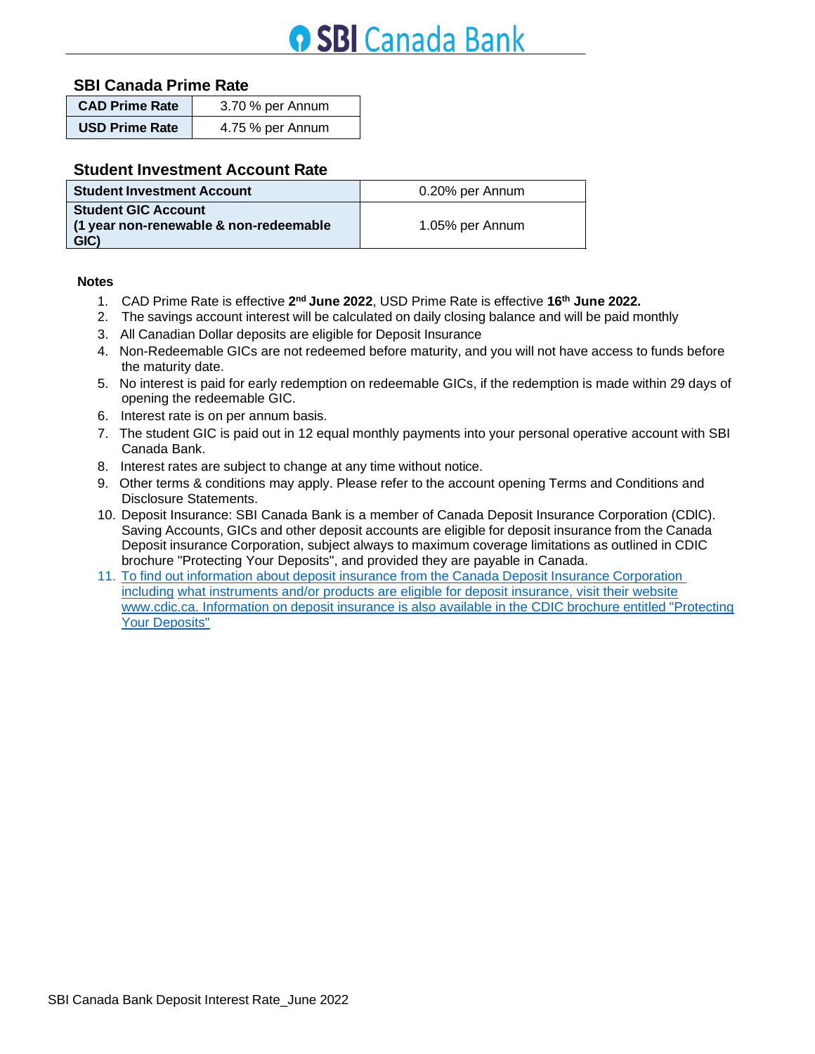## SBI Canada Prime Rate

| | |
|---|---|
| **CAD Prime Rate** | 3.70 % per Annum |
| **USD Prime Rate** | 4.75 % per Annum |

## Student Investment Account Rate

| | |
|---|---|
| **Student Investment Account** | 0.20% per Annum |
| **Student GIC Account (1 year non-renewable & non-redeemable GIC)** | 1.05% per Annum |

**Notes**

1. CAD Prime Rate is effective **2nd June 2022**, USD Prime Rate is effective **16th June 2022.**
2. The savings account interest will be calculated on daily closing balance and will be paid monthly
3. All Canadian Dollar deposits are eligible for Deposit Insurance
4. Non-Redeemable GICs are not redeemed before maturity, and you will not have access to funds before the maturity date.
5. No interest is paid for early redemption on redeemable GICs, if the redemption is made within 29 days of opening the redeemable GIC.
6. Interest rate is on per annum basis.
7. The student GIC is paid out in 12 equal monthly payments into your personal operative account with SBI Canada Bank.
8. Interest rates are subject to change at any time without notice.
9. Other terms & conditions may apply. Please refer to the account opening Terms and Conditions and Disclosure Statements.
10. Deposit Insurance: SBI Canada Bank is a member of Canada Deposit Insurance Corporation (CDIC). Saving Accounts, GICs and other deposit accounts are eligible for deposit insurance from the Canada Deposit insurance Corporation, subject always to maximum coverage limitations as outlined in CDIC brochure "Protecting Your Deposits", and provided they are payable in Canada.
11. To find out information about deposit insurance from the Canada Deposit Insurance Corporation including what instruments and/or products are eligible for deposit insurance, visit their website www.cdic.ca. Information on deposit insurance is also available in the CDIC brochure entitled "Protecting Your Deposits"

SBI Canada Bank Deposit Interest Rate_June 2022